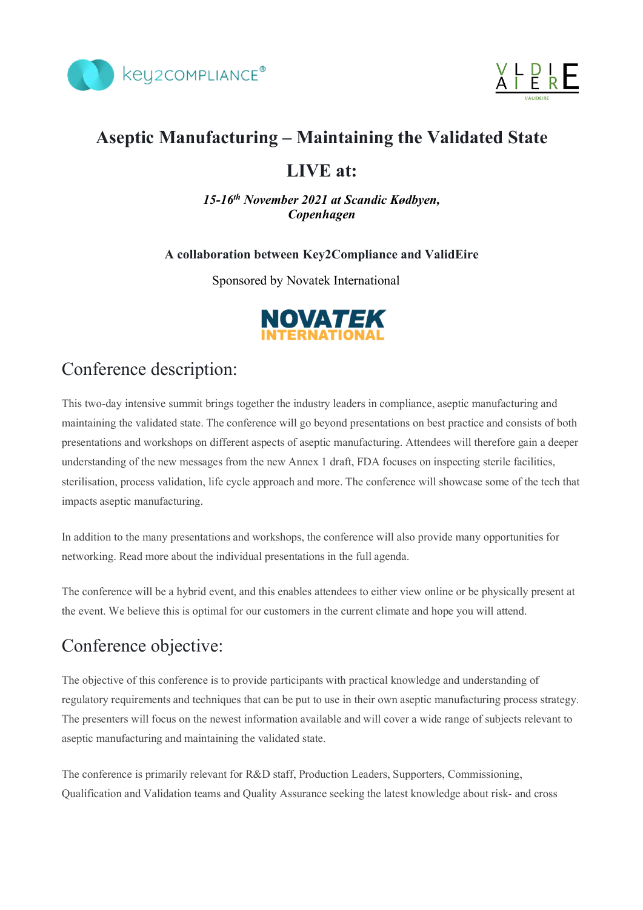# Aseptic Manufacturing – Maintaining the Validated State

## LIVE at:

***15-16th November 2021 at Scandic Kødbyen, Copenhagen***

**A collaboration between Key2Compliance and ValidEire**

Sponsored by Novatek International

## Conference description:

This two-day intensive summit brings together the industry leaders in compliance, aseptic manufacturing and maintaining the validated state. The conference will go beyond presentations on best practice and consists of both presentations and workshops on different aspects of aseptic manufacturing. Attendees will therefore gain a deeper understanding of the new messages from the new Annex 1 draft, FDA focuses on inspecting sterile facilities, sterilisation, process validation, life cycle approach and more. The conference will showcase some of the tech that impacts aseptic manufacturing.

In addition to the many presentations and workshops, the conference will also provide many opportunities for networking. Read more about the individual presentations in the full agenda.

The conference will be a hybrid event, and this enables attendees to either view online or be physically present at the event. We believe this is optimal for our customers in the current climate and hope you will attend.

## Conference objective:

The objective of this conference is to provide participants with practical knowledge and understanding of regulatory requirements and techniques that can be put to use in their own aseptic manufacturing process strategy. The presenters will focus on the newest information available and will cover a wide range of subjects relevant to aseptic manufacturing and maintaining the validated state.

The conference is primarily relevant for R&D staff, Production Leaders, Supporters, Commissioning, Qualification and Validation teams and Quality Assurance seeking the latest knowledge about risk- and cross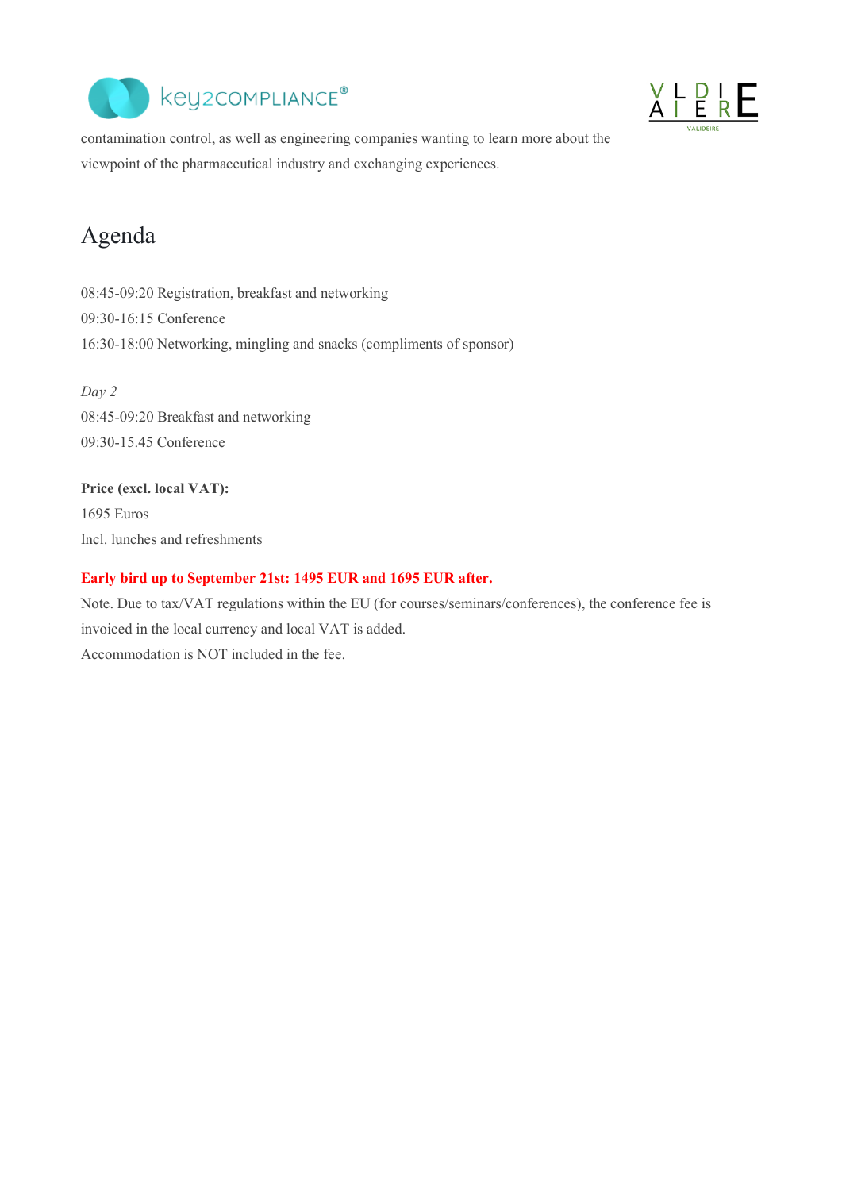contamination control, as well as engineering companies wanting to learn more about the viewpoint of the pharmaceutical industry and exchanging experiences.

# Agenda

08:45-09:20 Registration, breakfast and networking
09:30-16:15 Conference
16:30-18:00 Networking, mingling and snacks (compliments of sponsor)

*Day 2*
08:45-09:20 Breakfast and networking
09:30-15.45 Conference

**Price (excl. local VAT):**
1695 Euros
Incl. lunches and refreshments

**Early bird up to September 21st: 1495 EUR and 1695 EUR after.**
Note. Due to tax/VAT regulations within the EU (for courses/seminars/conferences), the conference fee is invoiced in the local currency and local VAT is added.
Accommodation is NOT included in the fee.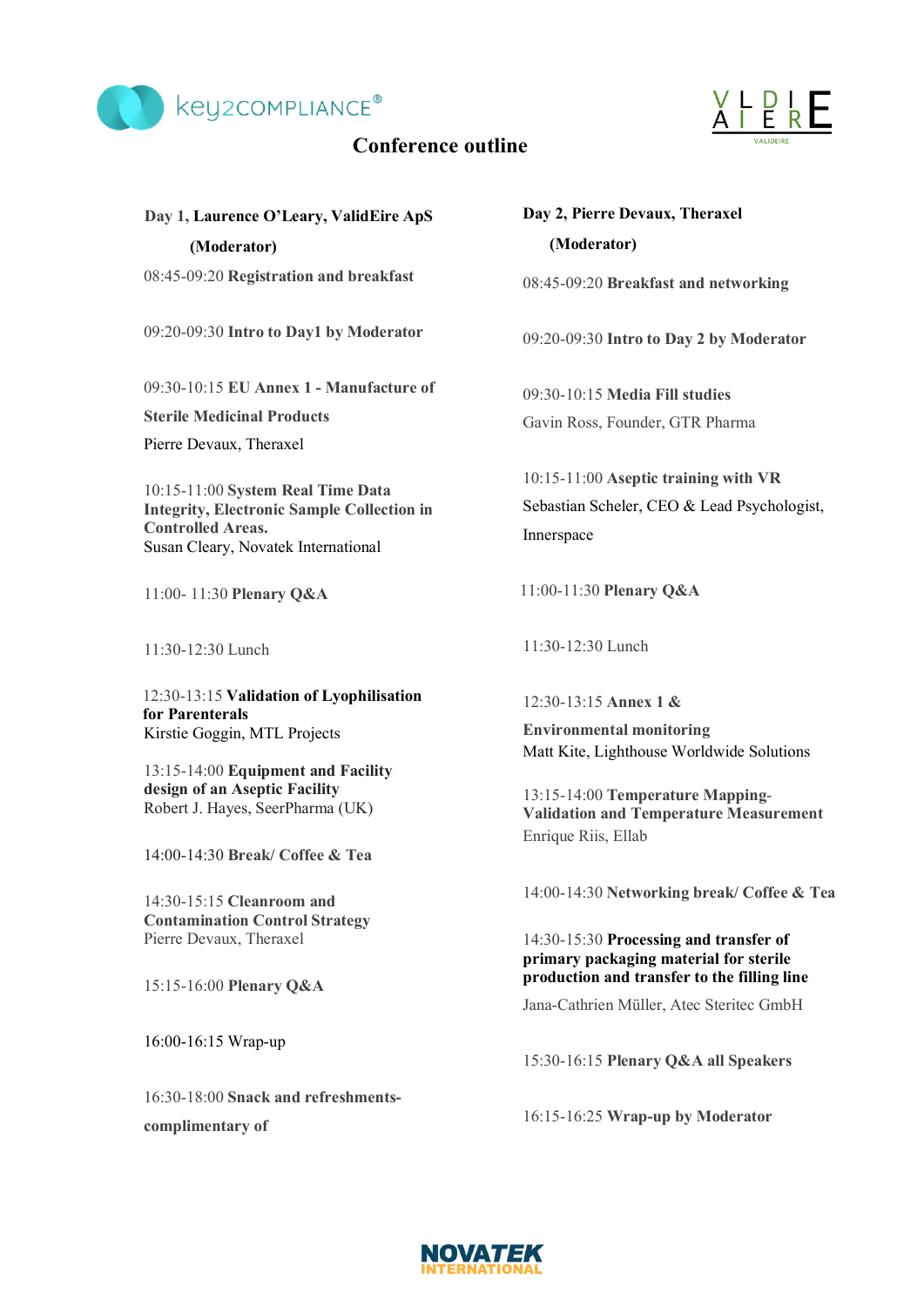# Conference outline

## Day 1, Laurence O'Leary, ValidEire ApS (Moderator)

08:45-09:20 **Registration and breakfast**

09:20-09:30 **Intro to Day1 by Moderator**

09:30-10:15 **EU Annex 1 - Manufacture of Sterile Medicinal Products**
Pierre Devaux, Theraxel

10:15-11:00 **System Real Time Data Integrity, Electronic Sample Collection in Controlled Areas.**
Susan Cleary, Novatek International

11:00- 11:30 **Plenary Q&A**

11:30-12:30 Lunch

12:30-13:15 **Validation of Lyophilisation for Parenterals**
Kirstie Goggin, MTL Projects

13:15-14:00 **Equipment and Facility design of an Aseptic Facility**
Robert J. Hayes, SeerPharma (UK)

14:00-14:30 **Break/ Coffee & Tea**

14:30-15:15 **Cleanroom and Contamination Control Strategy**
Pierre Devaux, Theraxel

15:15-16:00 **Plenary Q&A**

16:00-16:15 Wrap-up

16:30-18:00 **Snack and refreshments-complimentary of**

## Day 2, Pierre Devaux, Theraxel (Moderator)

08:45-09:20 **Breakfast and networking**

09:20-09:30 **Intro to Day 2 by Moderator**

09:30-10:15 **Media Fill studies**
Gavin Ross, Founder, GTR Pharma

10:15-11:00 **Aseptic training with VR**
Sebastian Scheler, CEO & Lead Psychologist, Innerspace

11:00-11:30 **Plenary Q&A**

11:30-12:30 Lunch

12:30-13:15 **Annex 1 & Environmental monitoring**
Matt Kite, Lighthouse Worldwide Solutions

13:15-14:00 **Temperature Mapping-Validation and Temperature Measurement**
Enrique Riis, Ellab

14:00-14:30 **Networking break/ Coffee & Tea**

14:30-15:30 **Processing and transfer of primary packaging material for sterile production and transfer to the filling line**
Jana-Cathrien Müller, Atec Steritec GmbH

15:30-16:15 **Plenary Q&A all Speakers**

16:15-16:25 **Wrap-up by Moderator**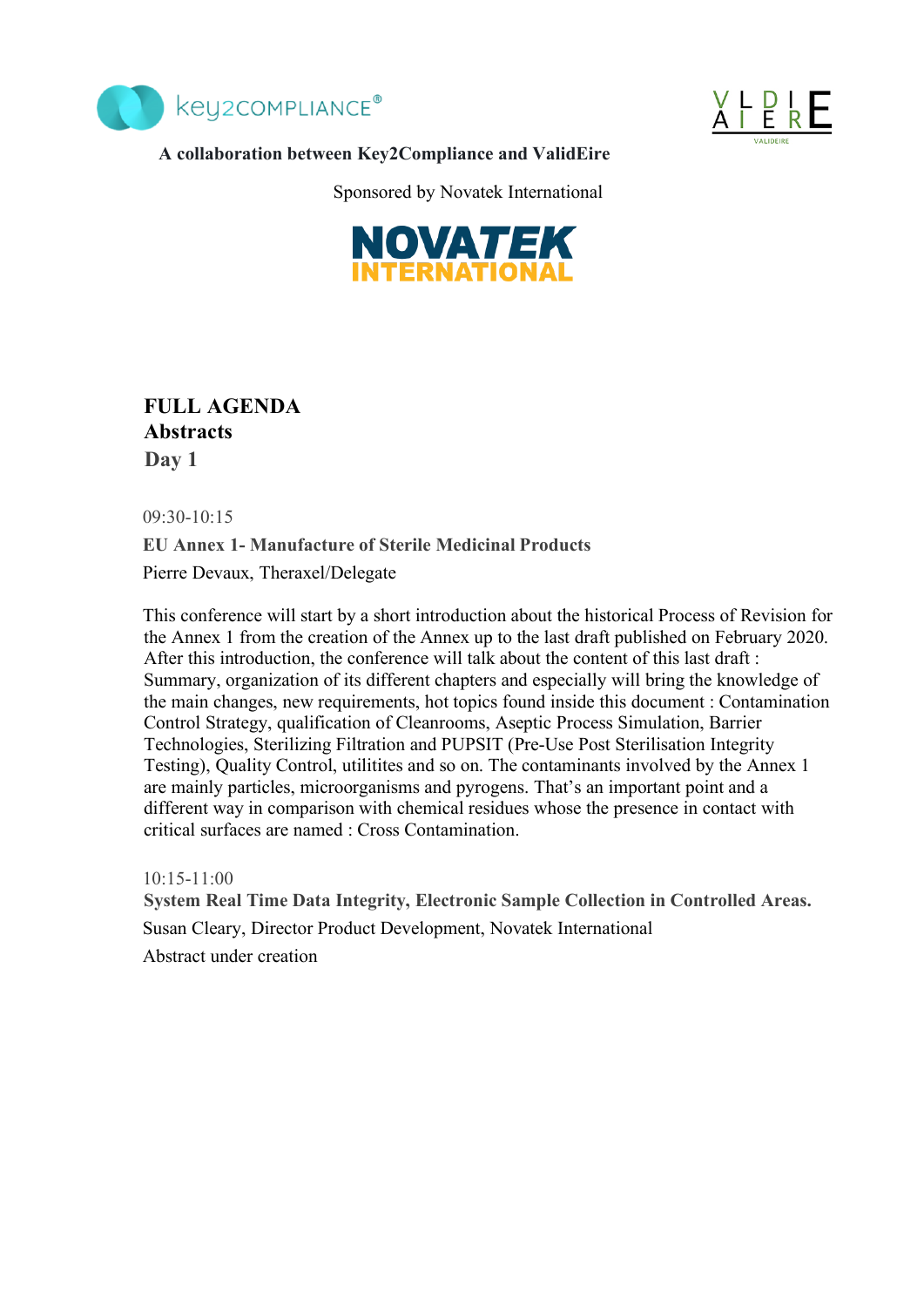A collaboration between Key2Compliance and ValidEire

Sponsored by Novatek International

# FULL AGENDA
## Abstracts
## Day 1

09:30-10:15

**EU Annex 1- Manufacture of Sterile Medicinal Products**

Pierre Devaux, Theraxel/Delegate

This conference will start by a short introduction about the historical Process of Revision for the Annex 1 from the creation of the Annex up to the last draft published on February 2020. After this introduction, the conference will talk about the content of this last draft : Summary, organization of its different chapters and especially will bring the knowledge of the main changes, new requirements, hot topics found inside this document : Contamination Control Strategy, qualification of Cleanrooms, Aseptic Process Simulation, Barrier Technologies, Sterilizing Filtration and PUPSIT (Pre-Use Post Sterilisation Integrity Testing), Quality Control, utilitites and so on. The contaminants involved by the Annex 1 are mainly particles, microorganisms and pyrogens. That's an important point and a different way in comparison with chemical residues whose the presence in contact with critical surfaces are named : Cross Contamination.

10:15-11:00

**System Real Time Data Integrity, Electronic Sample Collection in Controlled Areas.**

Susan Cleary, Director Product Development, Novatek International

Abstract under creation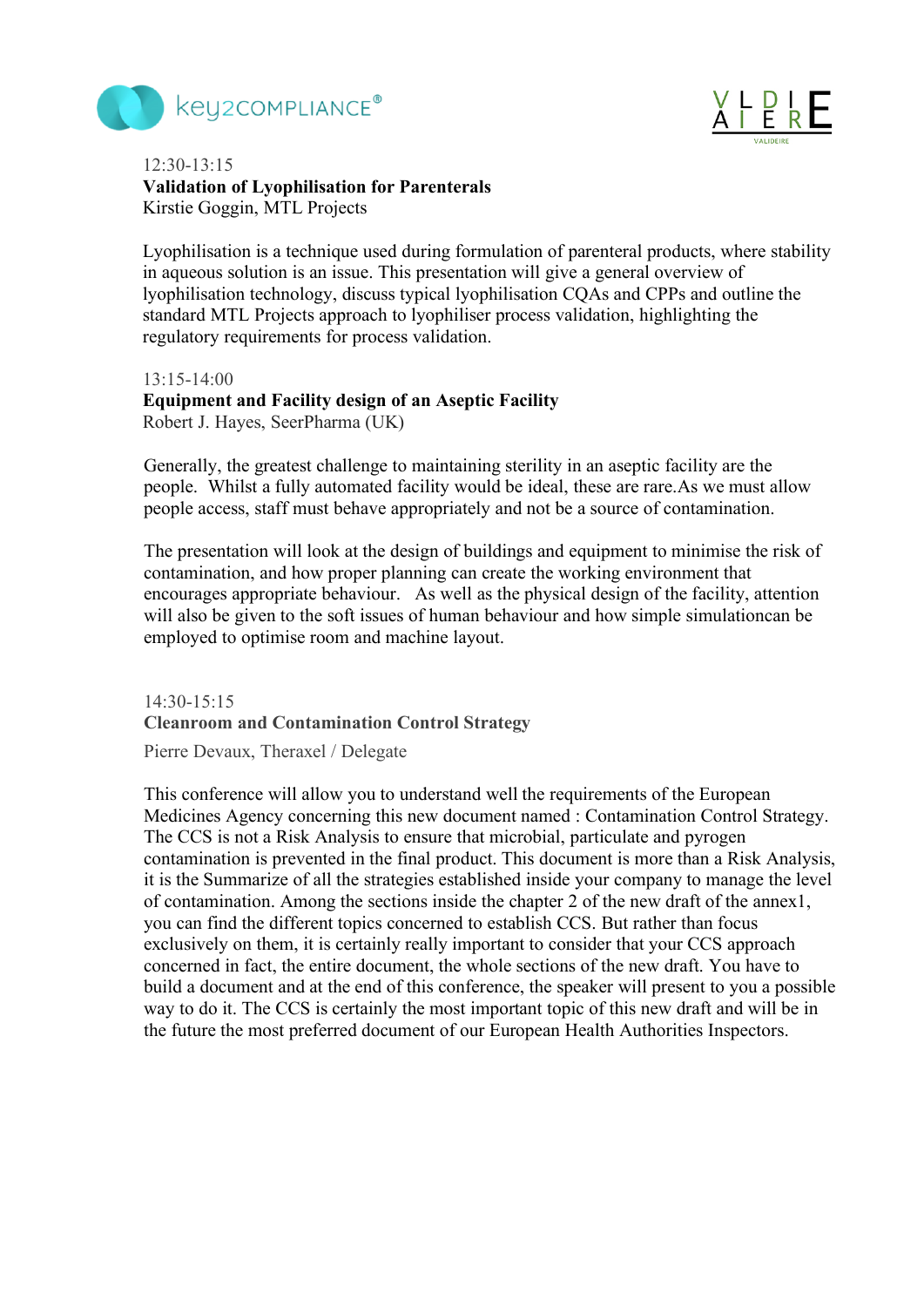12:30-13:15

**Validation of Lyophilisation for Parenterals**

Kirstie Goggin, MTL Projects

Lyophilisation is a technique used during formulation of parenteral products, where stability in aqueous solution is an issue. This presentation will give a general overview of lyophilisation technology, discuss typical lyophilisation CQAs and CPPs and outline the standard MTL Projects approach to lyophiliser process validation, highlighting the regulatory requirements for process validation.

13:15-14:00

**Equipment and Facility design of an Aseptic Facility**

Robert J. Hayes, SeerPharma (UK)

Generally, the greatest challenge to maintaining sterility in an aseptic facility are the people. Whilst a fully automated facility would be ideal, these are rare.As we must allow people access, staff must behave appropriately and not be a source of contamination.

The presentation will look at the design of buildings and equipment to minimise the risk of contamination, and how proper planning can create the working environment that encourages appropriate behaviour. As well as the physical design of the facility, attention will also be given to the soft issues of human behaviour and how simple simulationcan be employed to optimise room and machine layout.

14:30-15:15

**Cleanroom and Contamination Control Strategy**

Pierre Devaux, Theraxel / Delegate

This conference will allow you to understand well the requirements of the European Medicines Agency concerning this new document named : Contamination Control Strategy. The CCS is not a Risk Analysis to ensure that microbial, particulate and pyrogen contamination is prevented in the final product. This document is more than a Risk Analysis, it is the Summarize of all the strategies established inside your company to manage the level of contamination. Among the sections inside the chapter 2 of the new draft of the annex1, you can find the different topics concerned to establish CCS. But rather than focus exclusively on them, it is certainly really important to consider that your CCS approach concerned in fact, the entire document, the whole sections of the new draft. You have to build a document and at the end of this conference, the speaker will present to you a possible way to do it. The CCS is certainly the most important topic of this new draft and will be in the future the most preferred document of our European Health Authorities Inspectors.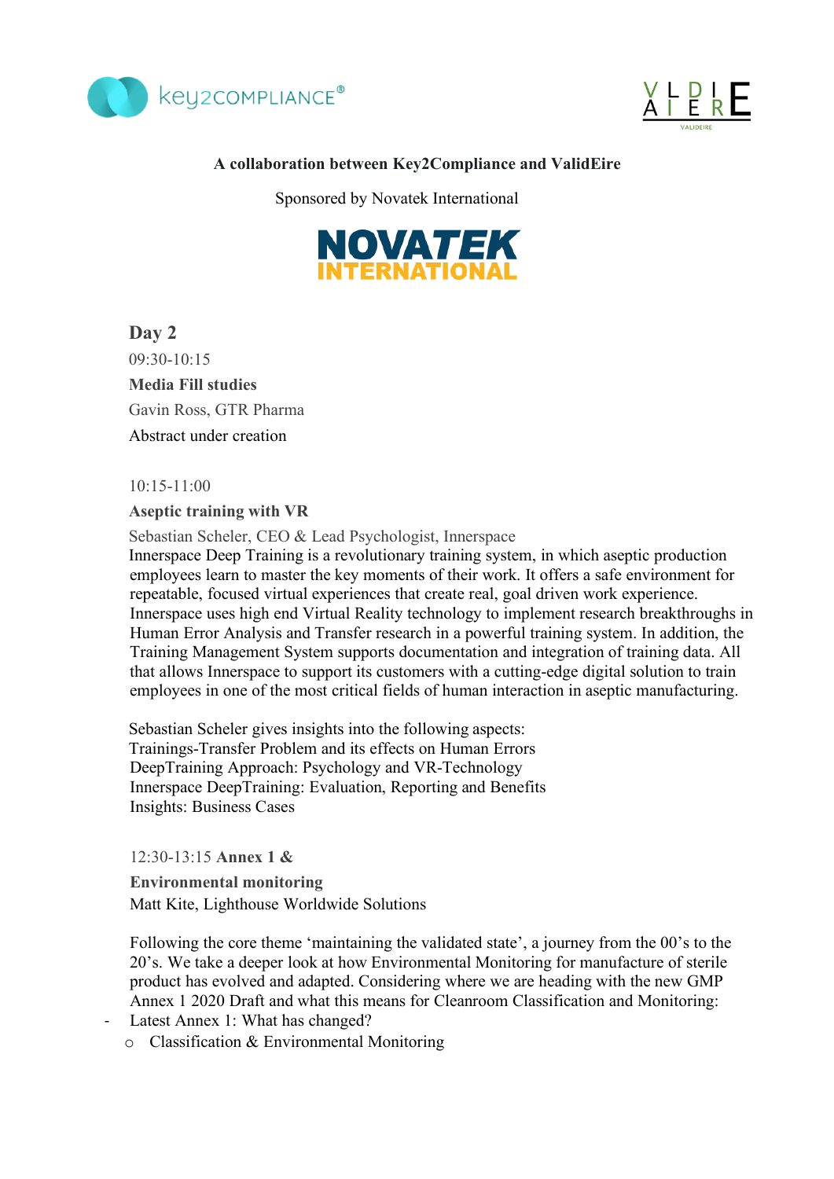**A collaboration between Key2Compliance and ValidEire**

Sponsored by Novatek International

## Day 2

09:30-10:15

**Media Fill studies**

Gavin Ross, GTR Pharma

Abstract under creation

10:15-11:00

**Aseptic training with VR**

Sebastian Scheler, CEO & Lead Psychologist, Innerspace

Innerspace Deep Training is a revolutionary training system, in which aseptic production employees learn to master the key moments of their work. It offers a safe environment for repeatable, focused virtual experiences that create real, goal driven work experience. Innerspace uses high end Virtual Reality technology to implement research breakthroughs in Human Error Analysis and Transfer research in a powerful training system. In addition, the Training Management System supports documentation and integration of training data. All that allows Innerspace to support its customers with a cutting-edge digital solution to train employees in one of the most critical fields of human interaction in aseptic manufacturing.

Sebastian Scheler gives insights into the following aspects:
Trainings-Transfer Problem and its effects on Human Errors
DeepTraining Approach: Psychology and VR-Technology
Innerspace DeepTraining: Evaluation, Reporting and Benefits
Insights: Business Cases

12:30-13:15 **Annex 1 &**

**Environmental monitoring**

Matt Kite, Lighthouse Worldwide Solutions

Following the core theme 'maintaining the validated state', a journey from the 00's to the 20's. We take a deeper look at how Environmental Monitoring for manufacture of sterile product has evolved and adapted. Considering where we are heading with the new GMP Annex 1 2020 Draft and what this means for Cleanroom Classification and Monitoring:

- Latest Annex 1: What has changed?
  - Classification & Environmental Monitoring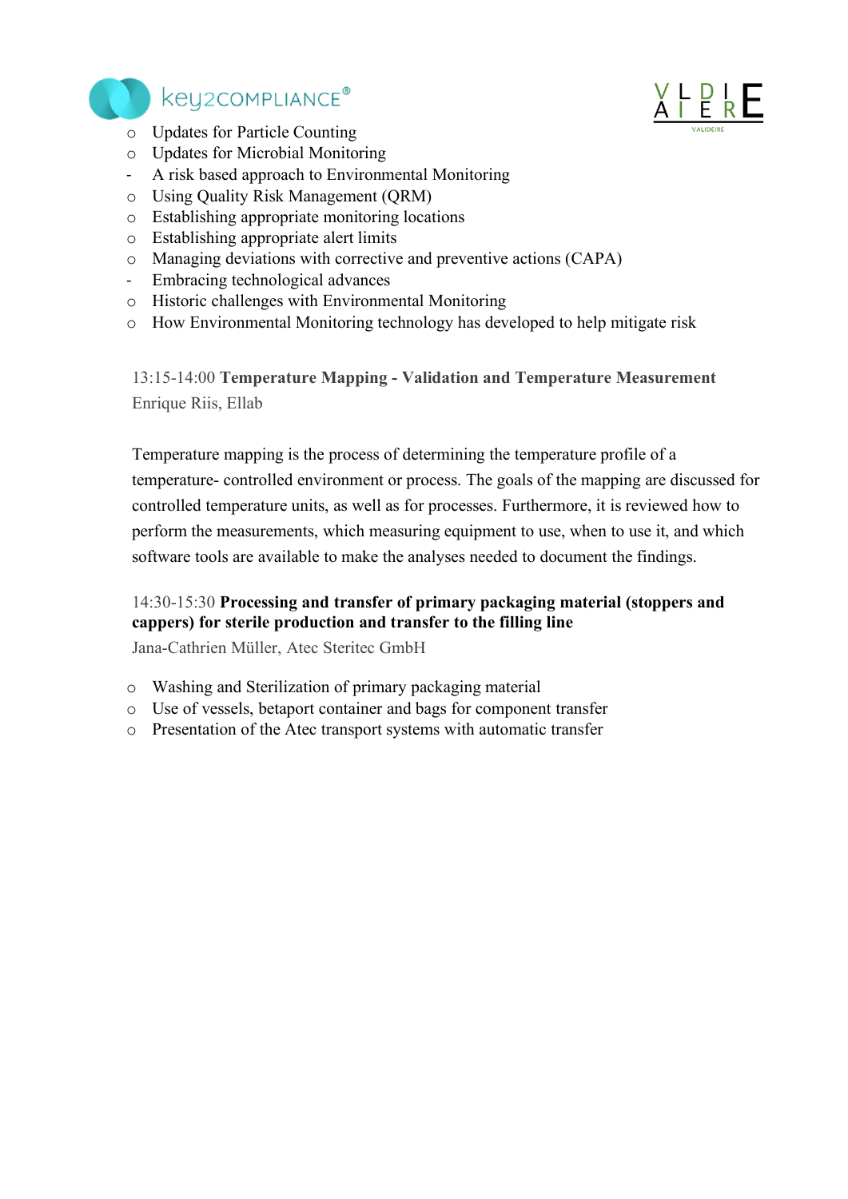- Updates for Particle Counting
- Updates for Microbial Monitoring

- A risk based approach to Environmental Monitoring
  - Using Quality Risk Management (QRM)
  - Establishing appropriate monitoring locations
  - Establishing appropriate alert limits
  - Managing deviations with corrective and preventive actions (CAPA)
- Embracing technological advances
  - Historic challenges with Environmental Monitoring
  - How Environmental Monitoring technology has developed to help mitigate risk

13:15-14:00 **Temperature Mapping - Validation and Temperature Measurement**
Enrique Riis, Ellab

Temperature mapping is the process of determining the temperature profile of a temperature- controlled environment or process. The goals of the mapping are discussed for controlled temperature units, as well as for processes. Furthermore, it is reviewed how to perform the measurements, which measuring equipment to use, when to use it, and which software tools are available to make the analyses needed to document the findings.

14:30-15:30 **Processing and transfer of primary packaging material (stoppers and cappers) for sterile production and transfer to the filling line**
Jana-Cathrien Müller, Atec Steritec GmbH

- Washing and Sterilization of primary packaging material
- Use of vessels, betaport container and bags for component transfer
- Presentation of the Atec transport systems with automatic transfer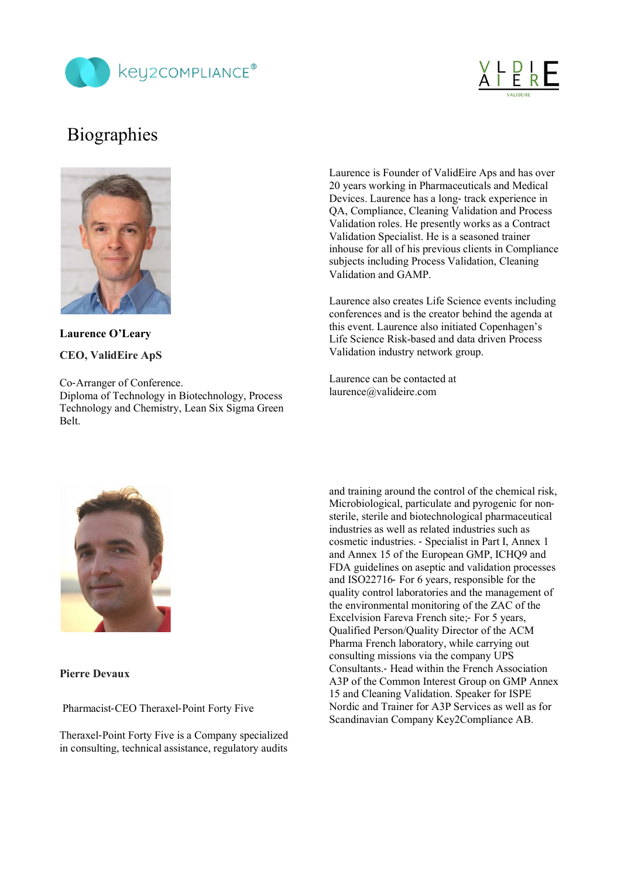# Biographies

**Laurence O'Leary**

**CEO, ValidEire ApS**

Co-Arranger of Conference.
Diploma of Technology in Biotechnology, Process Technology and Chemistry, Lean Six Sigma Green Belt.

Laurence is Founder of ValidEire Aps and has over 20 years working in Pharmaceuticals and Medical Devices. Laurence has a long- track experience in QA, Compliance, Cleaning Validation and Process Validation roles. He presently works as a Contract Validation Specialist. He is a seasoned trainer inhouse for all of his previous clients in Compliance subjects including Process Validation, Cleaning Validation and GAMP.

Laurence also creates Life Science events including conferences and is the creator behind the agenda at this event. Laurence also initiated Copenhagen's Life Science Risk-based and data driven Process Validation industry network group.

Laurence can be contacted at laurence@valideire.com

**Pierre Devaux**

Pharmacist-CEO Theraxel-Point Forty Five

Theraxel-Point Forty Five is a Company specialized in consulting, technical assistance, regulatory audits and training around the control of the chemical risk, Microbiological, particulate and pyrogenic for non-sterile, sterile and biotechnological pharmaceutical industries as well as related industries such as cosmetic industries. - Specialist in Part I, Annex 1 and Annex 15 of the European GMP, ICHQ9 and FDA guidelines on aseptic and validation processes and ISO22716- For 6 years, responsible for the quality control laboratories and the management of the environmental monitoring of the ZAC of the Excelvision Fareva French site;- For 5 years, Qualified Person/Quality Director of the ACM Pharma French laboratory, while carrying out consulting missions via the company UPS Consultants.- Head within the French Association A3P of the Common Interest Group on GMP Annex 15 and Cleaning Validation. Speaker for ISPE Nordic and Trainer for A3P Services as well as for Scandinavian Company Key2Compliance AB.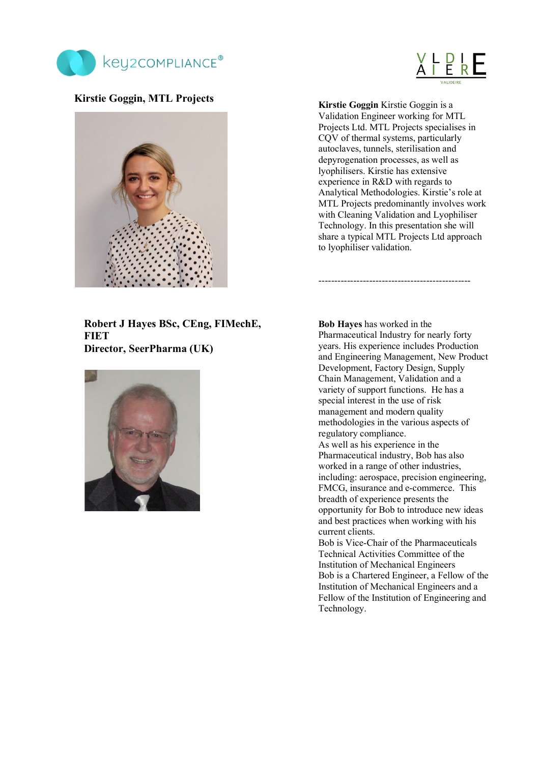## Kirstie Goggin, MTL Projects

**Kirstie Goggin** Kirstie Goggin is a Validation Engineer working for MTL Projects Ltd. MTL Projects specialises in CQV of thermal systems, particularly autoclaves, tunnels, sterilisation and depyrogenation processes, as well as lyophilisers. Kirstie has extensive experience in R&D with regards to Analytical Methodologies. Kirstie's role at MTL Projects predominantly involves work with Cleaning Validation and Lyophiliser Technology. In this presentation she will share a typical MTL Projects Ltd approach to lyophiliser validation.

------------------------------------------------

## Robert J Hayes BSc, CEng, FIMechE, FIET
## Director, SeerPharma (UK)

**Bob Hayes** has worked in the Pharmaceutical Industry for nearly forty years. His experience includes Production and Engineering Management, New Product Development, Factory Design, Supply Chain Management, Validation and a variety of support functions. He has a special interest in the use of risk management and modern quality methodologies in the various aspects of regulatory compliance.

As well as his experience in the Pharmaceutical industry, Bob has also worked in a range of other industries, including: aerospace, precision engineering, FMCG, insurance and e-commerce. This breadth of experience presents the opportunity for Bob to introduce new ideas and best practices when working with his current clients.

Bob is Vice-Chair of the Pharmaceuticals Technical Activities Committee of the Institution of Mechanical Engineers

Bob is a Chartered Engineer, a Fellow of the Institution of Mechanical Engineers and a Fellow of the Institution of Engineering and Technology.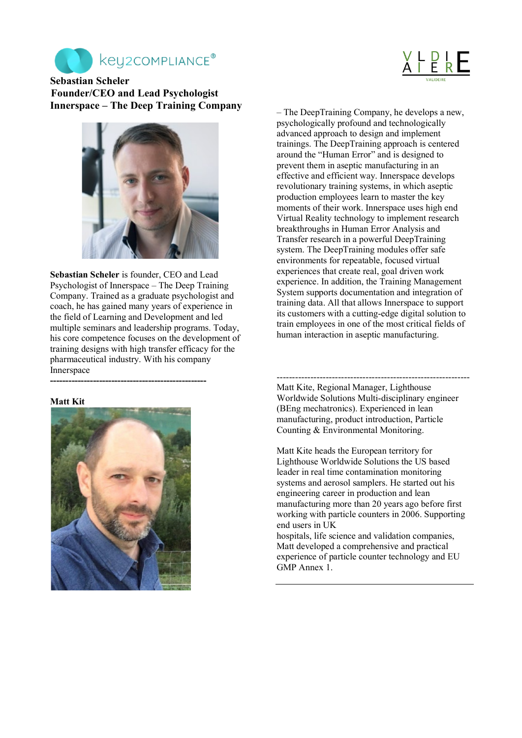**Sebastian Scheler**
**Founder/CEO and Lead Psychologist**
**Innerspace – The Deep Training Company**

**Sebastian Scheler** is founder, CEO and Lead Psychologist of Innerspace – The Deep Training Company. Trained as a graduate psychologist and coach, he has gained many years of experience in the field of Learning and Development and led multiple seminars and leadership programs. Today, his core competence focuses on the development of training designs with high transfer efficacy for the pharmaceutical industry. With his company Innerspace – The DeepTraining Company, he develops a new, psychologically profound and technologically advanced approach to design and implement trainings. The DeepTraining approach is centered around the "Human Error" and is designed to prevent them in aseptic manufacturing in an effective and efficient way. Innerspace develops revolutionary training systems, in which aseptic production employees learn to master the key moments of their work. Innerspace uses high end Virtual Reality technology to implement research breakthroughs in Human Error Analysis and Transfer research in a powerful DeepTraining system. The DeepTraining modules offer safe environments for repeatable, focused virtual experiences that create real, goal driven work experience. In addition, the Training Management System supports documentation and integration of training data. All that allows Innerspace to support its customers with a cutting-edge digital solution to train employees in one of the most critical fields of human interaction in aseptic manufacturing.

---

**Matt Kit**

Matt Kite, Regional Manager, Lighthouse Worldwide Solutions Multi-disciplinary engineer (BEng mechatronics). Experienced in lean manufacturing, product introduction, Particle Counting & Environmental Monitoring.

Matt Kite heads the European territory for Lighthouse Worldwide Solutions the US based leader in real time contamination monitoring systems and aerosol samplers. He started out his engineering career in production and lean manufacturing more than 20 years ago before first working with particle counters in 2006. Supporting end users in UK hospitals, life science and validation companies, Matt developed a comprehensive and practical experience of particle counter technology and EU GMP Annex 1.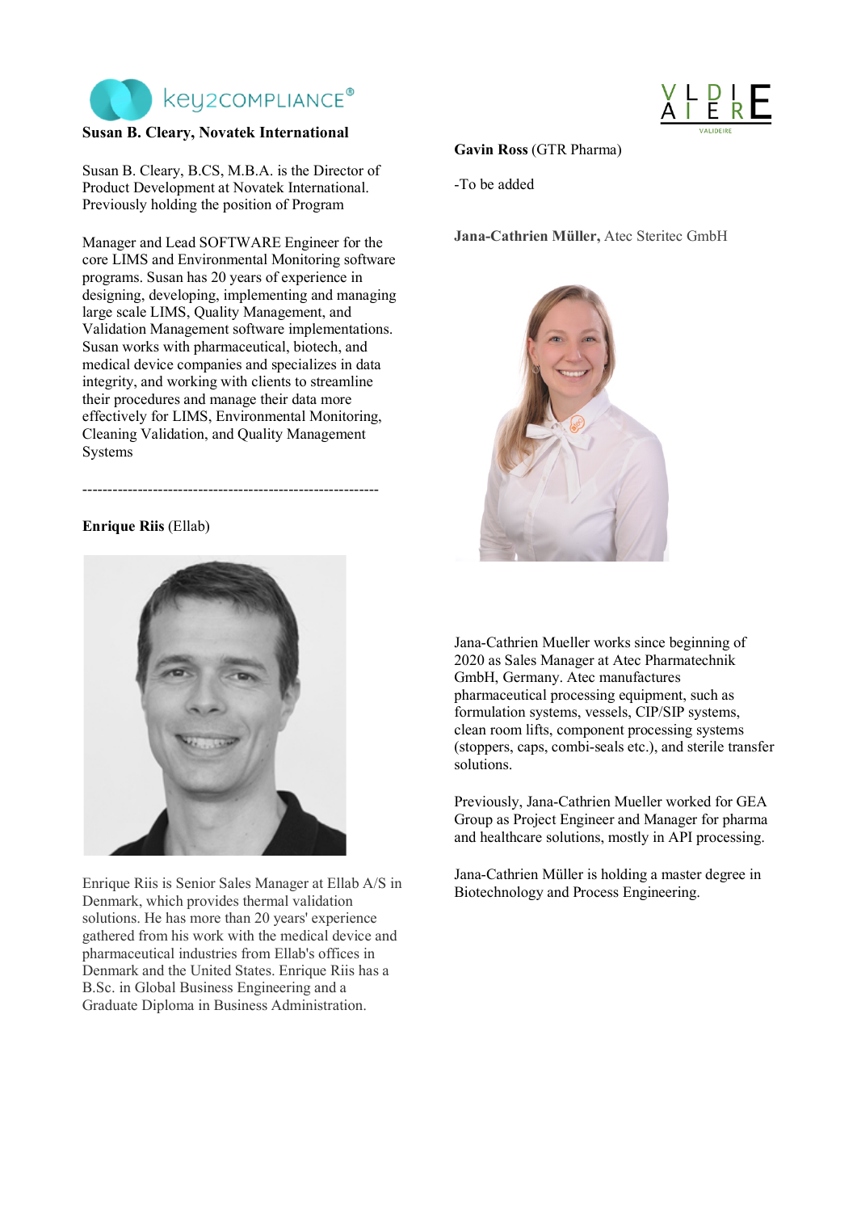**Susan B. Cleary, Novatek International**

Susan B. Cleary, B.CS, M.B.A. is the Director of Product Development at Novatek International. Previously holding the position of Program

Manager and Lead SOFTWARE Engineer for the core LIMS and Environmental Monitoring software programs. Susan has 20 years of experience in designing, developing, implementing and managing large scale LIMS, Quality Management, and Validation Management software implementations. Susan works with pharmaceutical, biotech, and medical device companies and specializes in data integrity, and working with clients to streamline their procedures and manage their data more effectively for LIMS, Environmental Monitoring, Cleaning Validation, and Quality Management Systems

---

**Enrique Riis** (Ellab)

Enrique Riis is Senior Sales Manager at Ellab A/S in Denmark, which provides thermal validation solutions. He has more than 20 years' experience gathered from his work with the medical device and pharmaceutical industries from Ellab's offices in Denmark and the United States. Enrique Riis has a B.Sc. in Global Business Engineering and a Graduate Diploma in Business Administration.

**Gavin Ross** (GTR Pharma)

-To be added

**Jana-Cathrien Müller,** Atec Steritec GmbH

Jana-Cathrien Mueller works since beginning of 2020 as Sales Manager at Atec Pharmatechnik GmbH, Germany. Atec manufactures pharmaceutical processing equipment, such as formulation systems, vessels, CIP/SIP systems, clean room lifts, component processing systems (stoppers, caps, combi-seals etc.), and sterile transfer solutions.

Previously, Jana-Cathrien Mueller worked for GEA Group as Project Engineer and Manager for pharma and healthcare solutions, mostly in API processing.

Jana-Cathrien Müller is holding a master degree in Biotechnology and Process Engineering.